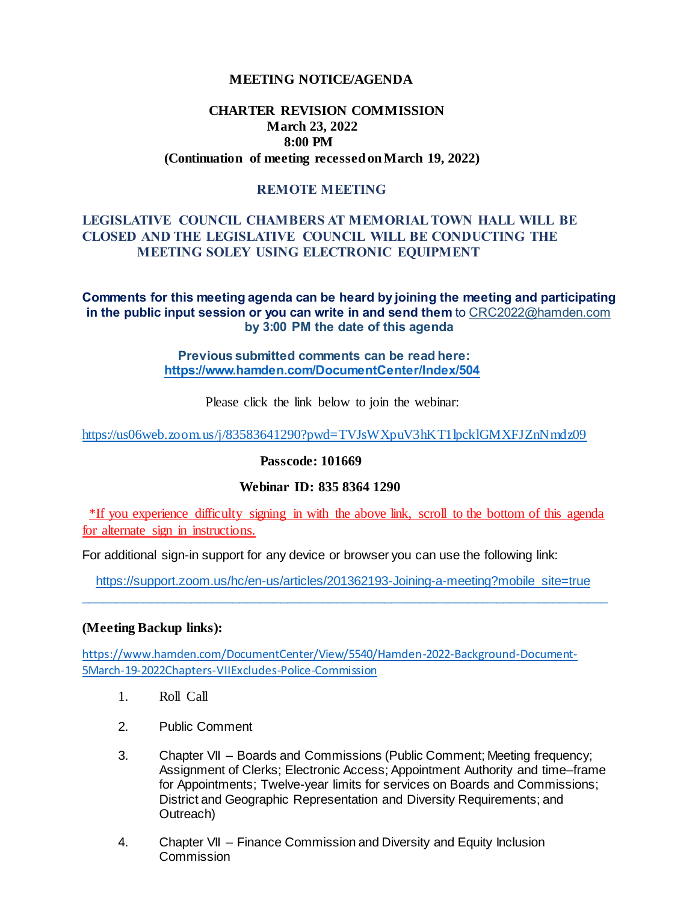# MEETING NOTICE/AGENDA

## CHARTER REVISION COMMISSION

**March 23, 2022**

**8:00 PM**

**(Continuation of meeting recessed on March 19, 2022)**

**REMOTE MEETING**

**LEGISLATIVE COUNCIL CHAMBERS AT MEMORIAL TOWN HALL WILL BE CLOSED AND THE LEGISLATIVE COUNCIL WILL BE CONDUCTING THE MEETING SOLEY USING ELECTRONIC EQUIPMENT**

**Comments for this meeting agenda can be heard by joining the meeting and participating in the public input session or you can write in and send them** to CRC2022@hamden.com **by 3:00 PM the date of this agenda**

**Previous submitted comments can be read here: https://www.hamden.com/DocumentCenter/Index/504**

Please click the link below to join the webinar:

https://us06web.zoom.us/j/83583641290?pwd=TVJsWXpuV3hKT1lpcklGMXFJZnNmdz09

**Passcode: 101669**

**Webinar ID: 835 8364 1290**

*If you experience difficulty signing in with the above link, scroll to the bottom of this agenda for alternate sign in instructions.

For additional sign-in support for any device or browser you can use the following link:

https://support.zoom.us/hc/en-us/articles/201362193-Joining-a-meeting?mobile_site=true

---

**(Meeting Backup links):**

https://www.hamden.com/DocumentCenter/View/5540/Hamden-2022-Background-Document-5March-19-2022Chapters-VIIExcludes-Police-Commission

1. Roll Call
2. Public Comment
3. Chapter VII – Boards and Commissions (Public Comment; Meeting frequency; Assignment of Clerks; Electronic Access; Appointment Authority and time–frame for Appointments; Twelve-year limits for services on Boards and Commissions; District and Geographic Representation and Diversity Requirements; and Outreach)
4. Chapter VII – Finance Commission and Diversity and Equity Inclusion Commission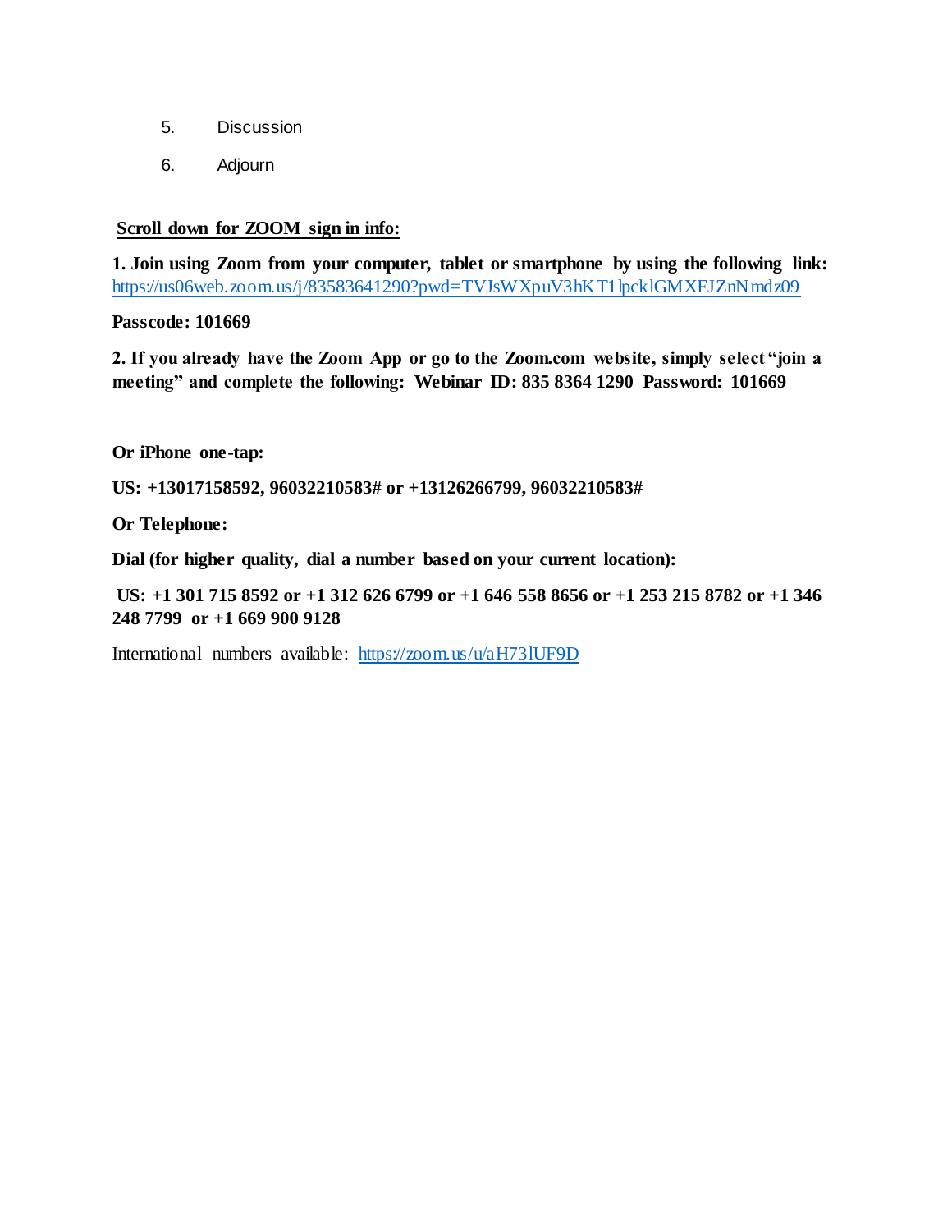5. Discussion
6. Adjourn

**<u>Scroll down for ZOOM sign in info:</u>**

**1. Join using Zoom from your computer, tablet or smartphone by using the following link:** https://us06web.zoom.us/j/83583641290?pwd=TVJsWXpuV3hKT1lpcklGMXFJZnNmdz09

**Passcode: 101669**

**2. If you already have the Zoom App or go to the Zoom.com website, simply select "join a meeting" and complete the following: Webinar ID: 835 8364 1290 Password: 101669**

**Or iPhone one-tap:**

**US: +13017158592, 96032210583# or +13126266799, 96032210583#**

**Or Telephone:**

**Dial (for higher quality, dial a number based on your current location):**

**US: +1 301 715 8592 or +1 312 626 6799 or +1 646 558 8656 or +1 253 215 8782 or +1 346 248 7799 or +1 669 900 9128**

International numbers available: https://zoom.us/u/aH73lUF9D